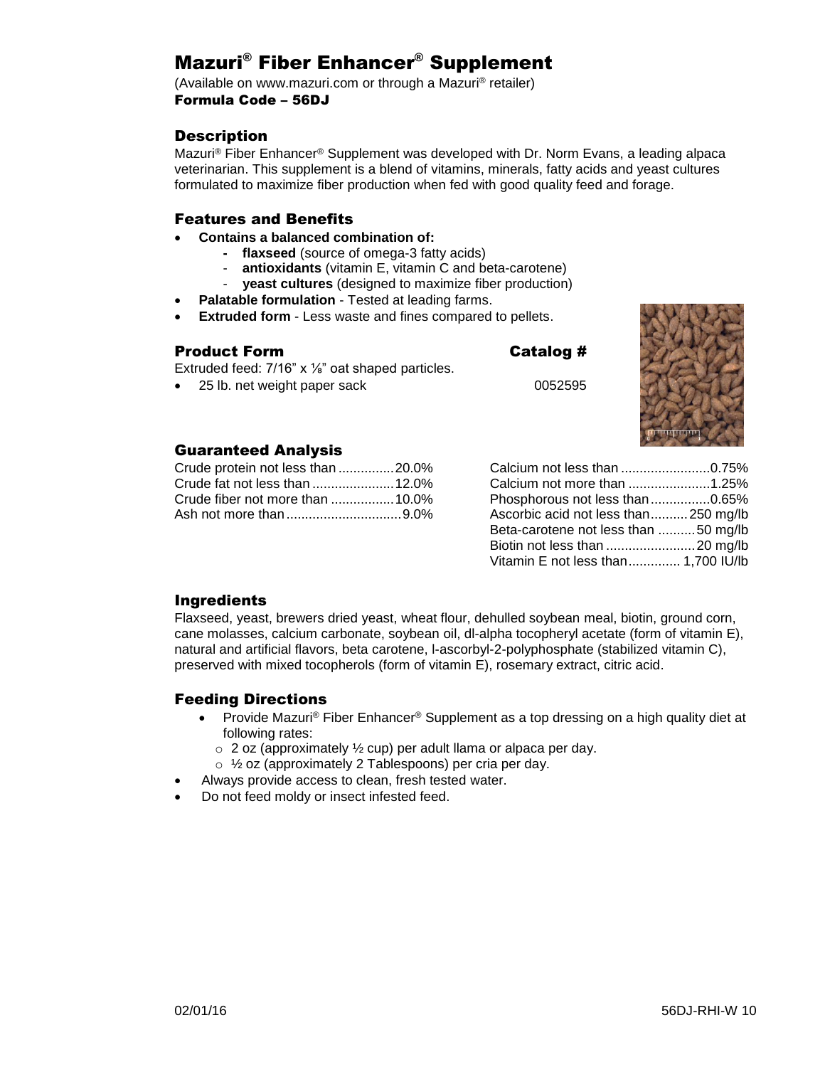# Mazuri® Fiber Enhancer® Supplement

(Available on www.mazuri.com or through a Mazuri® retailer)
**Formula Code – 56DJ**

## Description

Mazuri® Fiber Enhancer® Supplement was developed with Dr. Norm Evans, a leading alpaca veterinarian. This supplement is a blend of vitamins, minerals, fatty acids and yeast cultures formulated to maximize fiber production when fed with good quality feed and forage.

## Features and Benefits

- **Contains a balanced combination of:**
  - **flaxseed** (source of omega-3 fatty acids)
  - **antioxidants** (vitamin E, vitamin C and beta-carotene)
  - **yeast cultures** (designed to maximize fiber production)
- **Palatable formulation** - Tested at leading farms.
- **Extruded form** - Less waste and fines compared to pellets.

## Product Form

Extruded feed: 7/16" x ⅛" oat shaped particles.

| Product Form | Catalog # |
| --- | --- |
| 25 lb. net weight paper sack | 0052595 |

## Guaranteed Analysis

| | |
| --- | --- |
| Crude protein not less than | 20.0% |
| Crude fat not less than | 12.0% |
| Crude fiber not more than | 10.0% |
| Ash not more than | 9.0% |
| Calcium not less than | 0.75% |
| Calcium not more than | 1.25% |
| Phosphorous not less than | 0.65% |
| Ascorbic acid not less than | 250 mg/lb |
| Beta-carotene not less than | 50 mg/lb |
| Biotin not less than | 20 mg/lb |
| Vitamin E not less than | 1,700 IU/lb |

## Ingredients

Flaxseed, yeast, brewers dried yeast, wheat flour, dehulled soybean meal, biotin, ground corn, cane molasses, calcium carbonate, soybean oil, dl-alpha tocopheryl acetate (form of vitamin E), natural and artificial flavors, beta carotene, l-ascorbyl-2-polyphosphate (stabilized vitamin C), preserved with mixed tocopherols (form of vitamin E), rosemary extract, citric acid.

## Feeding Directions

- Provide Mazuri® Fiber Enhancer® Supplement as a top dressing on a high quality diet at following rates:
  - 2 oz (approximately ½ cup) per adult llama or alpaca per day.
  - ½ oz (approximately 2 Tablespoons) per cria per day.
- Always provide access to clean, fresh tested water.
- Do not feed moldy or insect infested feed.

02/01/16 56DJ-RHI-W 10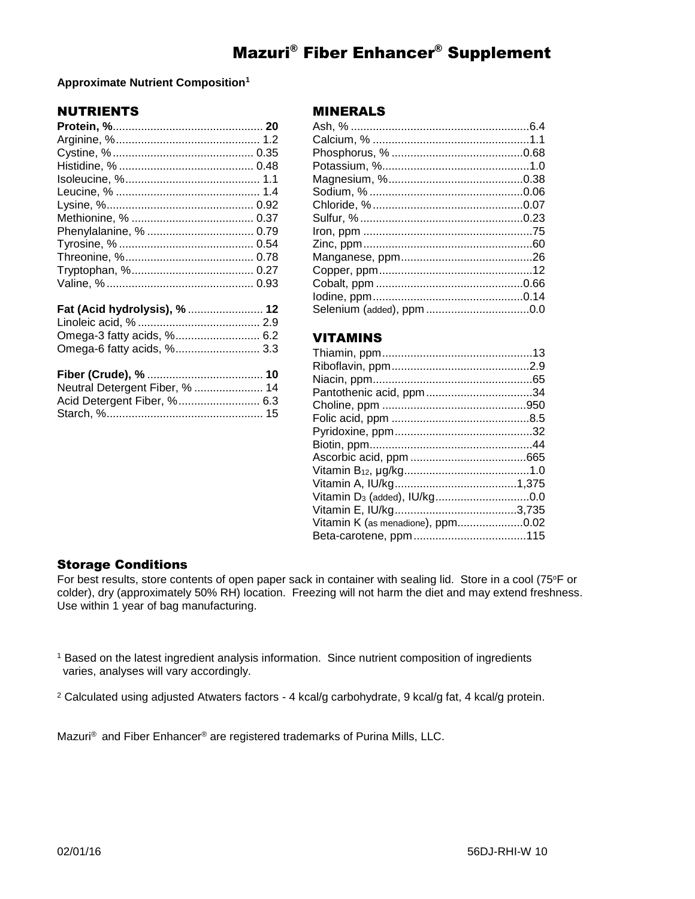# Mazuri® Fiber Enhancer® Supplement

**Approximate Nutrient Composition[1]**

## NUTRIENTS

| | |
|---|---|
| **Protein, %** | **20** |
| Arginine, % | 1.2 |
| Cystine, % | 0.35 |
| Histidine, % | 0.48 |
| Isoleucine, % | 1.1 |
| Leucine, % | 1.4 |
| Lysine, % | 0.92 |
| Methionine, % | 0.37 |
| Phenylalanine, % | 0.79 |
| Tyrosine, % | 0.54 |
| Threonine, % | 0.78 |
| Tryptophan, % | 0.27 |
| Valine, % | 0.93 |
| **Fat (Acid hydrolysis), %** | **12** |
| Linoleic acid, % | 2.9 |
| Omega-3 fatty acids, % | 6.2 |
| Omega-6 fatty acids, % | 3.3 |
| **Fiber (Crude), %** | **10** |
| Neutral Detergent Fiber, % | 14 |
| Acid Detergent Fiber, % | 6.3 |
| Starch, % | 15 |

## MINERALS

| | |
|---|---|
| Ash, % | 6.4 |
| Calcium, % | 1.1 |
| Phosphorus, % | 0.68 |
| Potassium, % | 1.0 |
| Magnesium, % | 0.38 |
| Sodium, % | 0.06 |
| Chloride, % | 0.07 |
| Sulfur, % | 0.23 |
| Iron, ppm | 75 |
| Zinc, ppm | 60 |
| Manganese, ppm | 26 |
| Copper, ppm | 12 |
| Cobalt, ppm | 0.66 |
| Iodine, ppm | 0.14 |
| Selenium (added), ppm | 0.0 |

## VITAMINS

| | |
|---|---|
| Thiamin, ppm | 13 |
| Riboflavin, ppm | 2.9 |
| Niacin, ppm | 65 |
| Pantothenic acid, ppm | 34 |
| Choline, ppm | 950 |
| Folic acid, ppm | 8.5 |
| Pyridoxine, ppm | 32 |
| Biotin, ppm | 44 |
| Ascorbic acid, ppm | 665 |
| Vitamin $B_{12}$, µg/kg | 1.0 |
| Vitamin A, IU/kg | 1,375 |
| Vitamin $D_3$ (added), IU/kg | 0.0 |
| Vitamin E, IU/kg | 3,735 |
| Vitamin K (as menadione), ppm | 0.02 |
| Beta-carotene, ppm | 115 |

## Storage Conditions

For best results, store contents of open paper sack in container with sealing lid. Store in a cool (75°F or colder), dry (approximately 50% RH) location. Freezing will not harm the diet and may extend freshness. Use within 1 year of bag manufacturing.

[1] Based on the latest ingredient analysis information. Since nutrient composition of ingredients varies, analyses will vary accordingly.

[2] Calculated using adjusted Atwaters factors - 4 kcal/g carbohydrate, 9 kcal/g fat, 4 kcal/g protein.

Mazuri® and Fiber Enhancer® are registered trademarks of Purina Mills, LLC.

02/01/16 56DJ-RHI-W 10